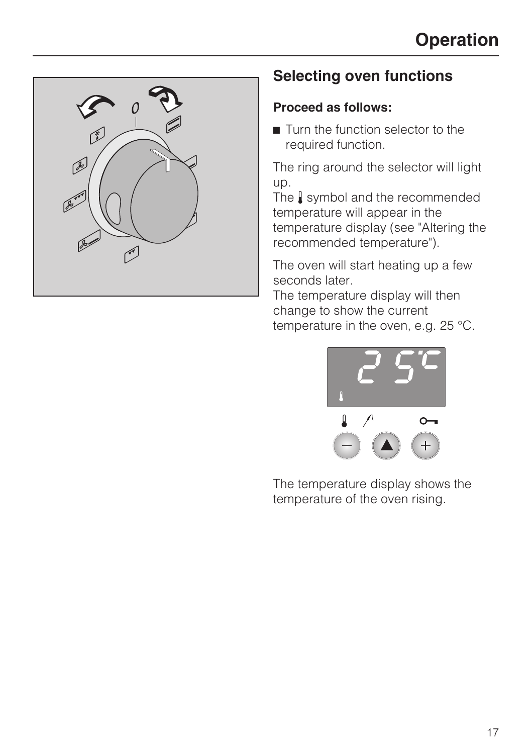## Selecting oven functions

**Proceed as follows:**

- Turn the function selector to the required function.

The ring around the selector will light up.
The 🌡 symbol and the recommended temperature will appear in the temperature display (see "Altering the recommended temperature").

The oven will start heating up a few seconds later.
The temperature display will then change to show the current temperature in the oven, e.g. 25 °C.

The temperature display shows the temperature of the oven rising.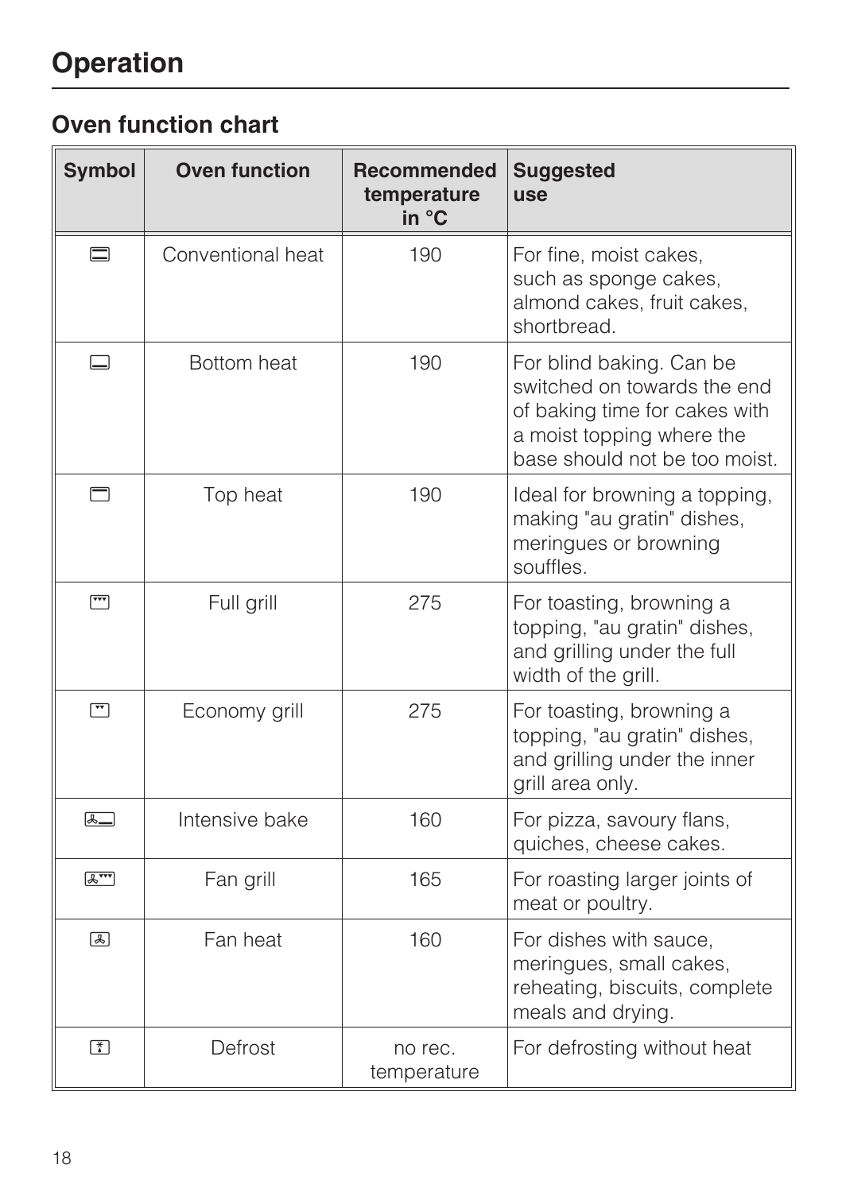# Operation

## Oven function chart

| Symbol | Oven function | Recommended temperature in °C | Suggested use |
|---|---|---|---|
| | Conventional heat | 190 | For fine, moist cakes, such as sponge cakes, almond cakes, fruit cakes, shortbread. |
| | Bottom heat | 190 | For blind baking. Can be switched on towards the end of baking time for cakes with a moist topping where the base should not be too moist. |
| | Top heat | 190 | Ideal for browning a topping, making "au gratin" dishes, meringues or browning souffles. |
| | Full grill | 275 | For toasting, browning a topping, "au gratin" dishes, and grilling under the full width of the grill. |
| | Economy grill | 275 | For toasting, browning a topping, "au gratin" dishes, and grilling under the inner grill area only. |
| | Intensive bake | 160 | For pizza, savoury flans, quiches, cheese cakes. |
| | Fan grill | 165 | For roasting larger joints of meat or poultry. |
| | Fan heat | 160 | For dishes with sauce, meringues, small cakes, reheating, biscuits, complete meals and drying. |
| | Defrost | no rec. temperature | For defrosting without heat |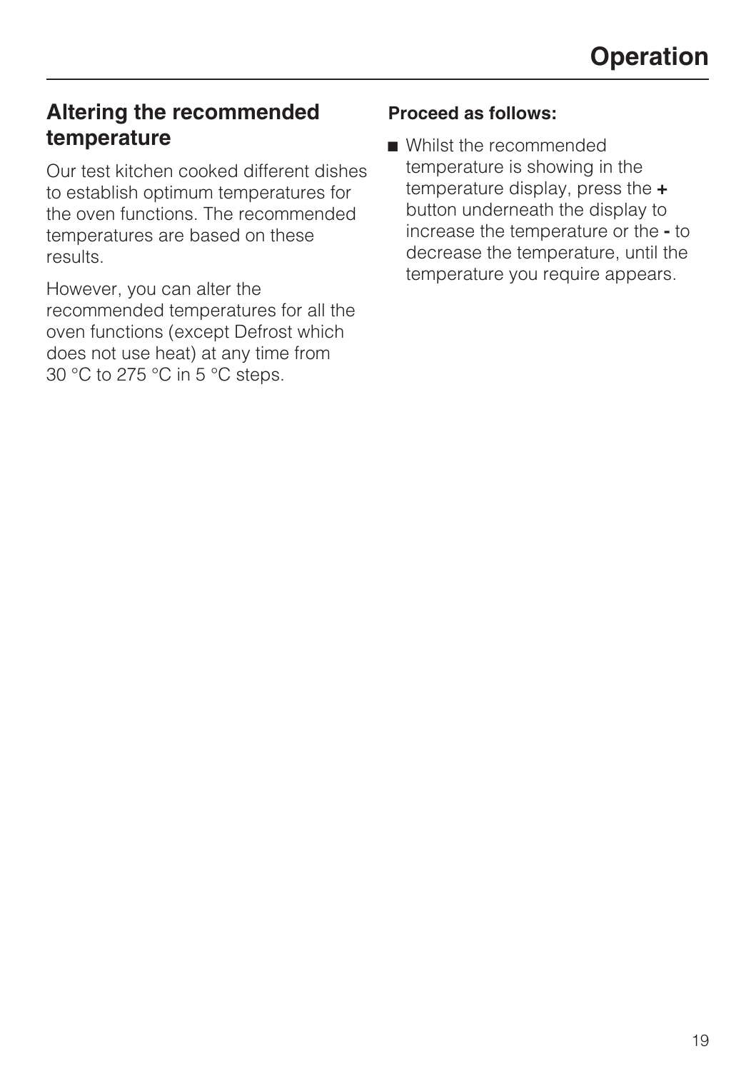## Altering the recommended temperature

Our test kitchen cooked different dishes to establish optimum temperatures for the oven functions. The recommended temperatures are based on these results.

However, you can alter the recommended temperatures for all the oven functions (except Defrost which does not use heat) at any time from 30 °C to 275 °C in 5 °C steps.

**Proceed as follows:**

- Whilst the recommended temperature is showing in the temperature display, press the **+** button underneath the display to increase the temperature or the **-** to decrease the temperature, until the temperature you require appears.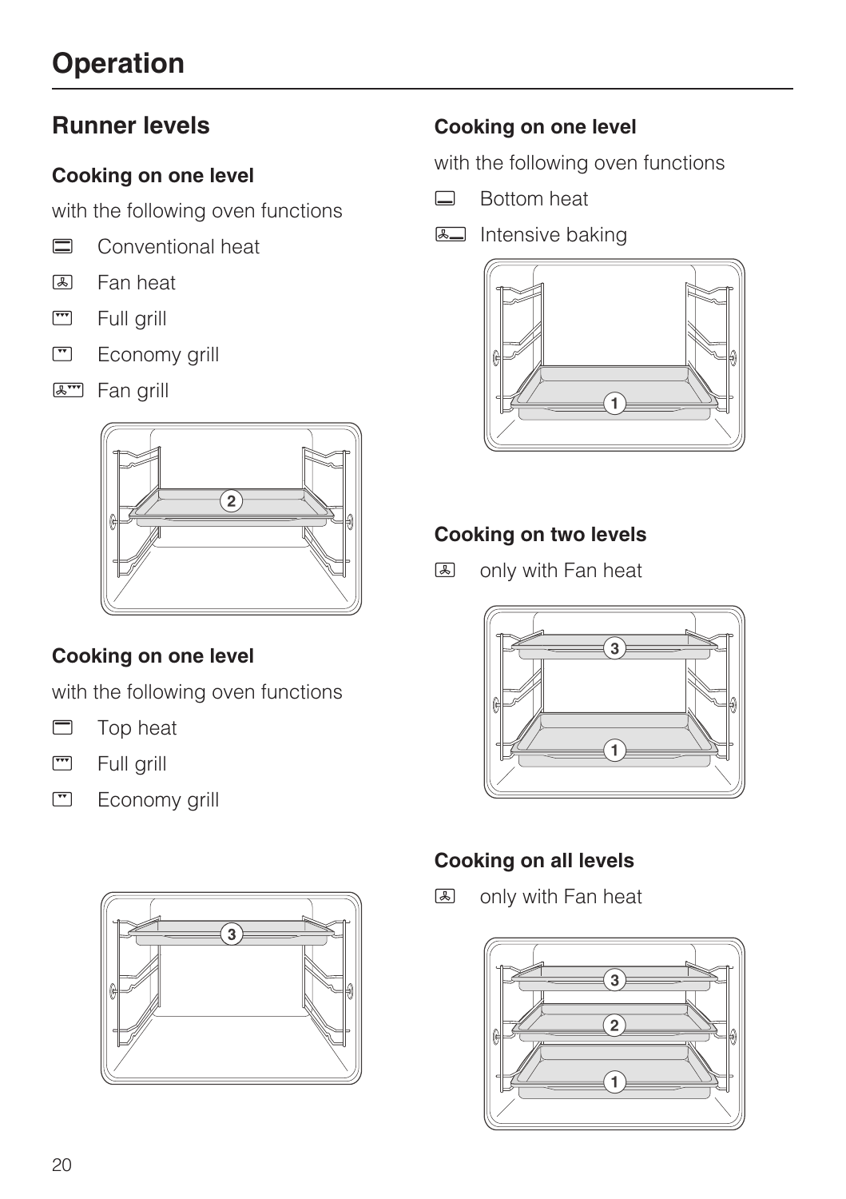# Operation

## Runner levels

### Cooking on one level

with the following oven functions

- Conventional heat
- Fan heat
- Full grill
- Economy grill
- Fan grill

### Cooking on one level

with the following oven functions

- Top heat
- Full grill
- Economy grill

### Cooking on one level

with the following oven functions

- Bottom heat
- Intensive baking

### Cooking on two levels

only with Fan heat

### Cooking on all levels

only with Fan heat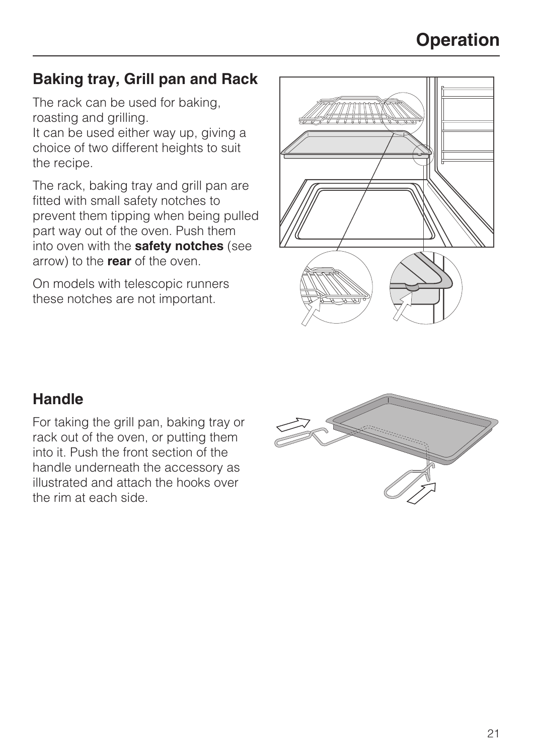## Operation

### Baking tray, Grill pan and Rack

The rack can be used for baking, roasting and grilling.
It can be used either way up, giving a choice of two different heights to suit the recipe.

The rack, baking tray and grill pan are fitted with small safety notches to prevent them tipping when being pulled part way out of the oven. Push them into oven with the **safety notches** (see arrow) to the **rear** of the oven.

On models with telescopic runners these notches are not important.

### Handle

For taking the grill pan, baking tray or rack out of the oven, or putting them into it. Push the front section of the handle underneath the accessory as illustrated and attach the hooks over the rim at each side.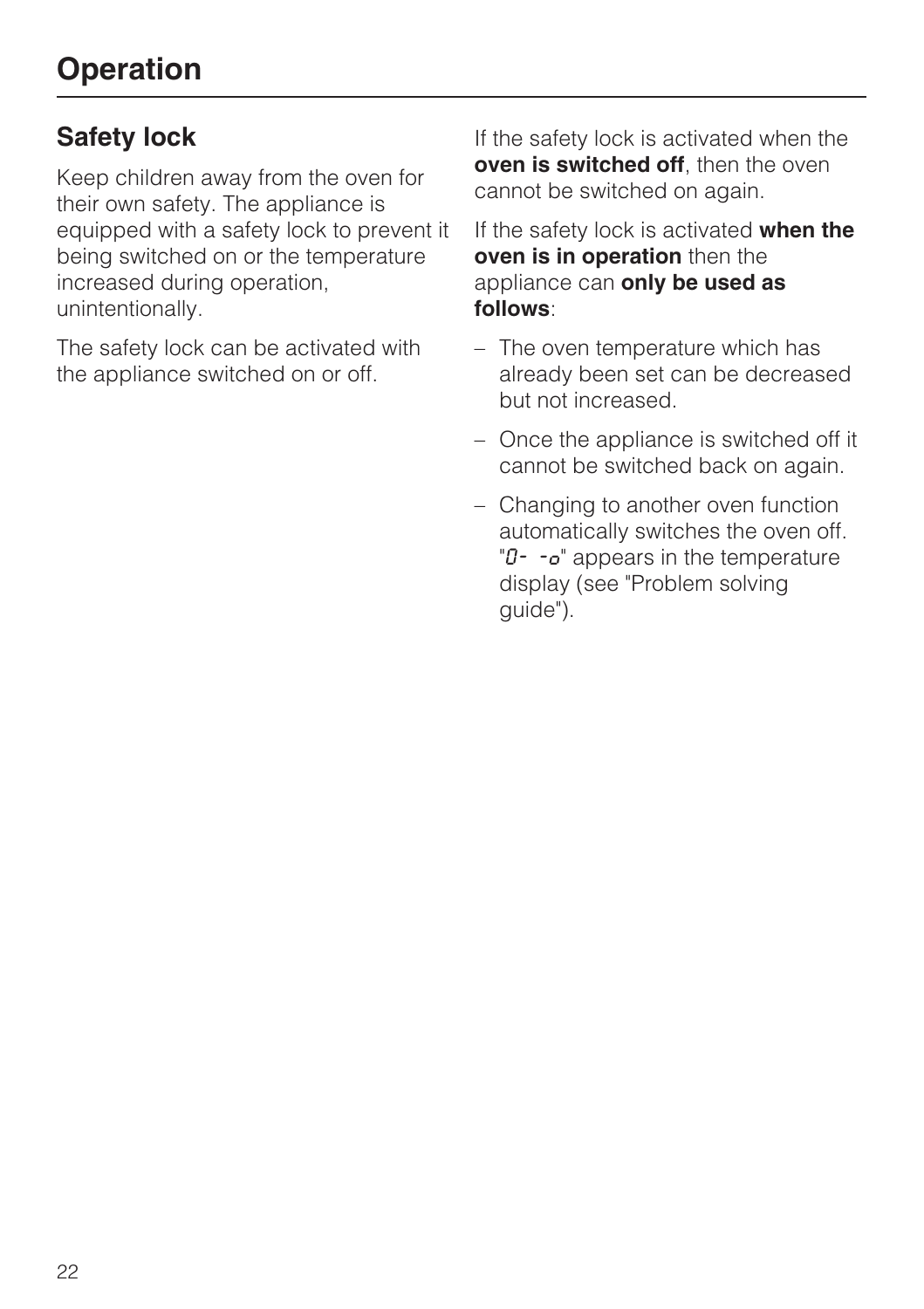# Operation

## Safety lock

Keep children away from the oven for their own safety. The appliance is equipped with a safety lock to prevent it being switched on or the temperature increased during operation, unintentionally.

The safety lock can be activated with the appliance switched on or off.

If the safety lock is activated when the **oven is switched off**, then the oven cannot be switched on again.

If the safety lock is activated **when the oven is in operation** then the appliance can **only be used as follows**:

- The oven temperature which has already been set can be decreased but not increased.
- Once the appliance is switched off it cannot be switched back on again.
- Changing to another oven function automatically switches the oven off. "0- -o" appears in the temperature display (see "Problem solving guide").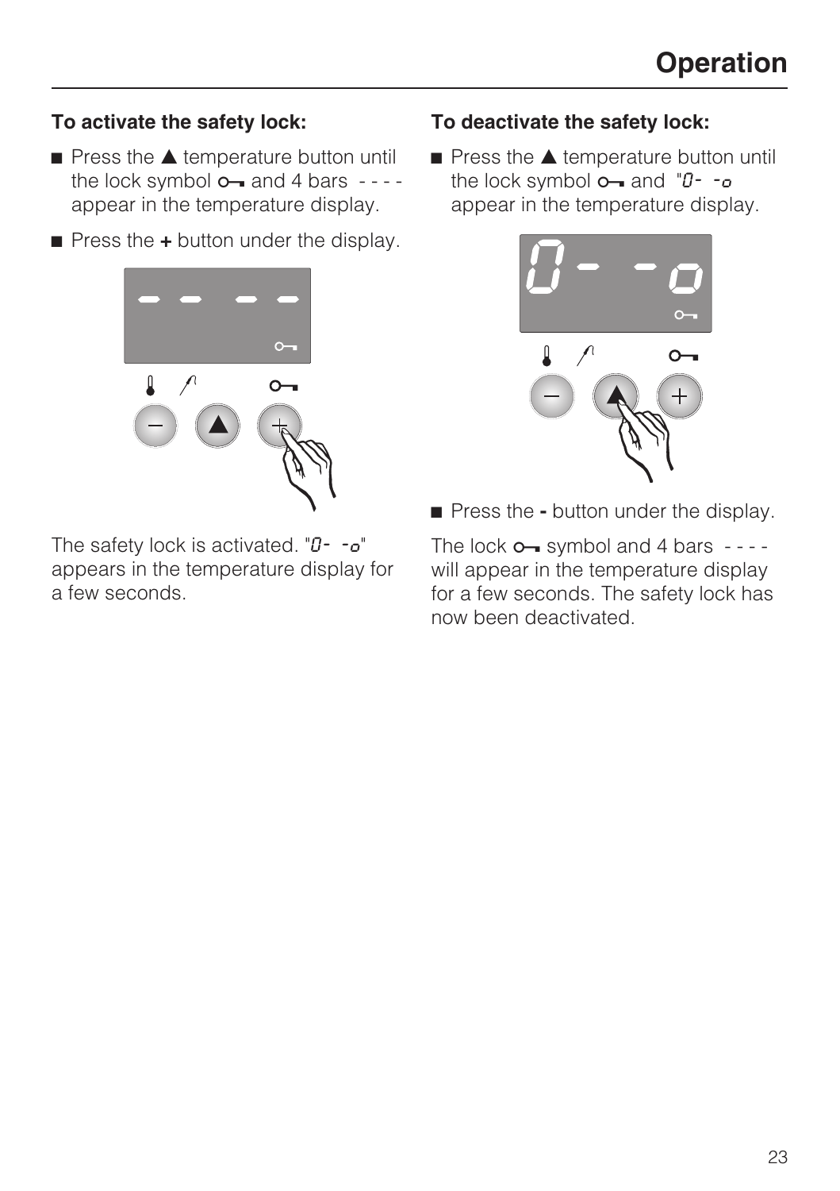**To activate the safety lock:**

- Press the ▲ temperature button until the lock symbol o— and 4 bars - - - - appear in the temperature display.
- Press the **+** button under the display.

The safety lock is activated. "0- -o" appears in the temperature display for a few seconds.

**To deactivate the safety lock:**

- Press the ▲ temperature button until the lock symbol o— and "0- -o appear in the temperature display.
- Press the **-** button under the display.

The lock o— symbol and 4 bars - - - - will appear in the temperature display for a few seconds. The safety lock has now been deactivated.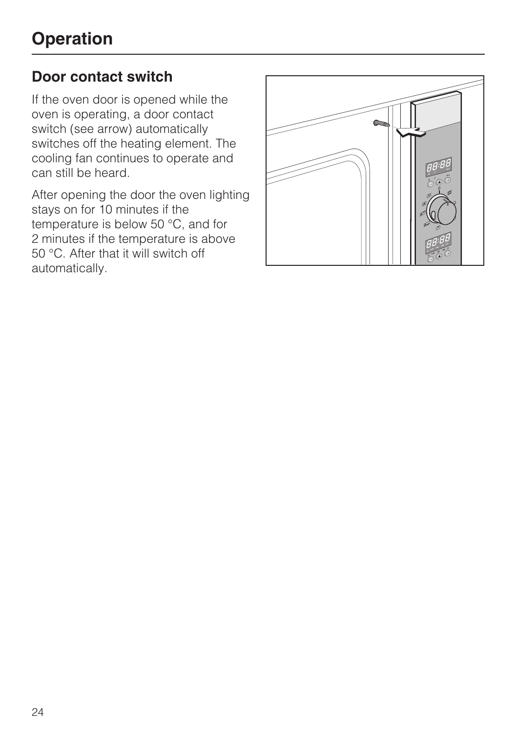# Operation

## Door contact switch

If the oven door is opened while the oven is operating, a door contact switch (see arrow) automatically switches off the heating element. The cooling fan continues to operate and can still be heard.

After opening the door the oven lighting stays on for 10 minutes if the temperature is below 50 °C, and for 2 minutes if the temperature is above 50 °C. After that it will switch off automatically.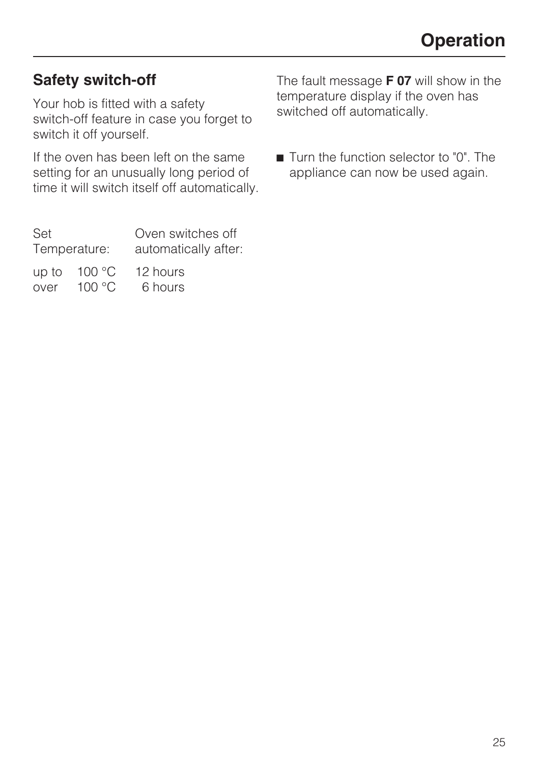## Safety switch-off

Your hob is fitted with a safety switch-off feature in case you forget to switch it off yourself.

If the oven has been left on the same setting for an unusually long period of time it will switch itself off automatically.

| Set Temperature: | | Oven switches off automatically after: |
|---|---|---|
| up to | 100 °C | 12 hours |
| over | 100 °C | 6 hours |

The fault message **F 07** will show in the temperature display if the oven has switched off automatically.

- Turn the function selector to "0". The appliance can now be used again.